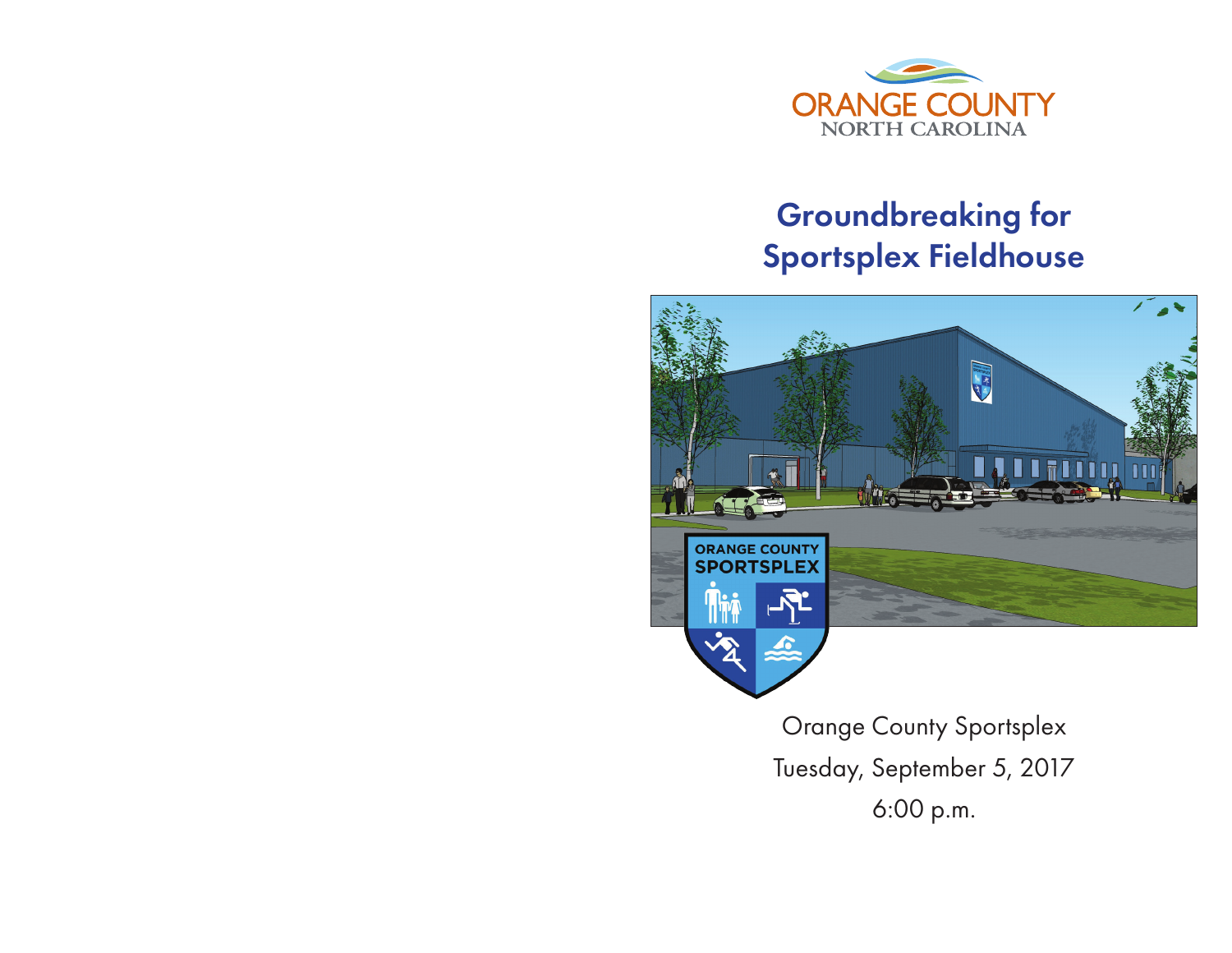ORANGE COUNTY
NORTH CAROLINA

# Groundbreaking for Sportsplex Fieldhouse

ORANGE COUNTY SPORTSPLEX

Orange County Sportsplex

Tuesday, September 5, 2017

6:00 p.m.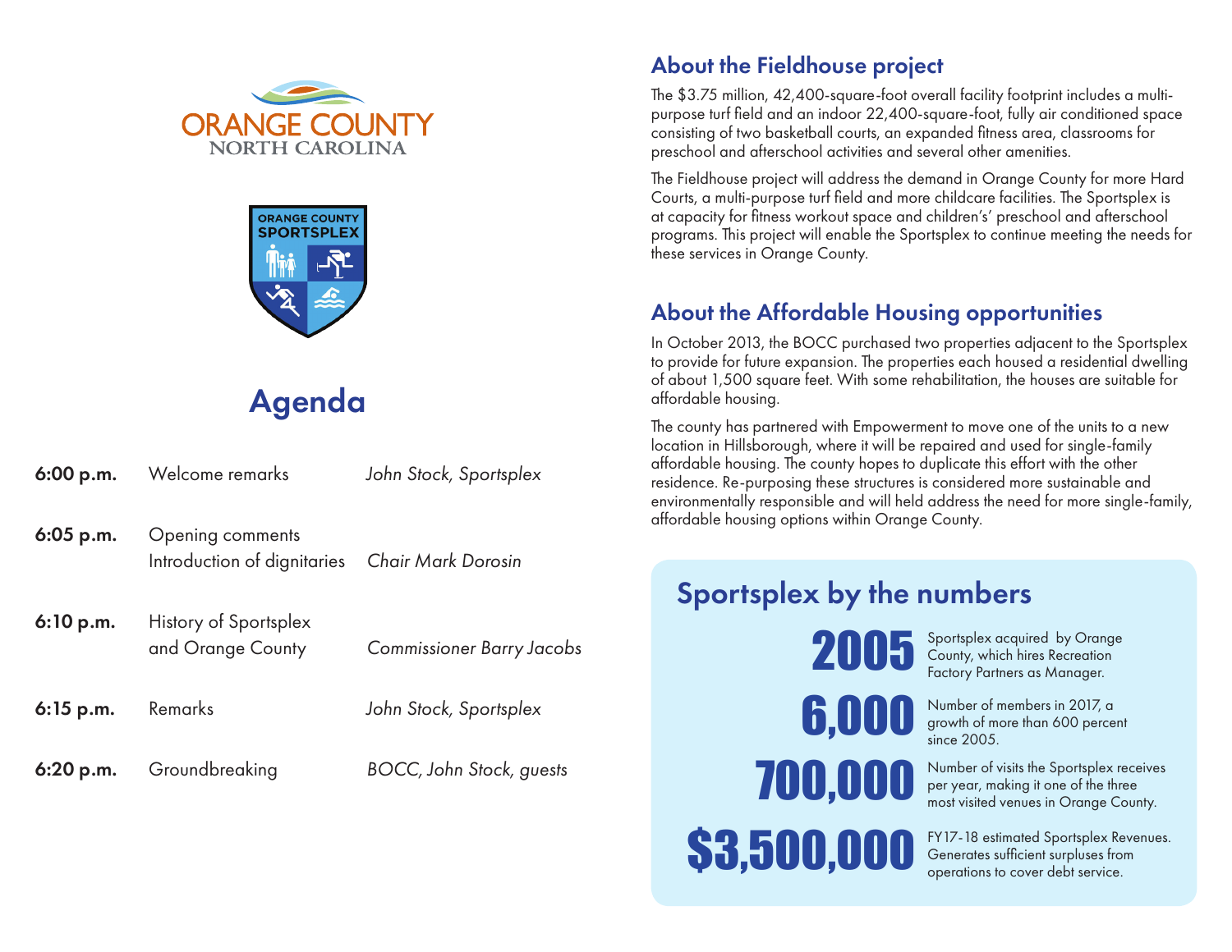ORANGE COUNTY
NORTH CAROLINA

ORANGE COUNTY SPORTSPLEX

# Agenda

| | | |
|---|---|---|
| **6:00 p.m.** | Welcome remarks | *John Stock, Sportsplex* |
| **6:05 p.m.** | Opening comments<br>Introduction of dignitaries | *Chair Mark Dorosin* |
| **6:10 p.m.** | History of Sportsplex and Orange County | *Commissioner Barry Jacobs* |
| **6:15 p.m.** | Remarks | *John Stock, Sportsplex* |
| **6:20 p.m.** | Groundbreaking | *BOCC, John Stock, guests* |

## About the Fieldhouse project

The $3.75 million, 42,400-square-foot overall facility footprint includes a multi-purpose turf field and an indoor 22,400-square-foot, fully air conditioned space consisting of two basketball courts, an expanded fitness area, classrooms for preschool and afterschool activities and several other amenities.

The Fieldhouse project will address the demand in Orange County for more Hard Courts, a multi-purpose turf field and more childcare facilities. The Sportsplex is at capacity for fitness workout space and children's' preschool and afterschool programs. This project will enable the Sportsplex to continue meeting the needs for these services in Orange County.

## About the Affordable Housing opportunities

In October 2013, the BOCC purchased two properties adjacent to the Sportsplex to provide for future expansion. The properties each housed a residential dwelling of about 1,500 square feet. With some rehabilitation, the houses are suitable for affordable housing.

The county has partnered with Empowerment to move one of the units to a new location in Hillsborough, where it will be repaired and used for single-family affordable housing. The county hopes to duplicate this effort with the other residence. Re-purposing these structures is considered more sustainable and environmentally responsible and will held address the need for more single-family, affordable housing options within Orange County.

## Sportsplex by the numbers

**2005** — Sportsplex acquired by Orange County, which hires Recreation Factory Partners as Manager.

**6,000** — Number of members in 2017, a growth of more than 600 percent since 2005.

**700,000** — Number of visits the Sportsplex receives per year, making it one of the three most visited venues in Orange County.

**$3,500,000** — FY17-18 estimated Sportsplex Revenues. Generates sufficient surpluses from operations to cover debt service.